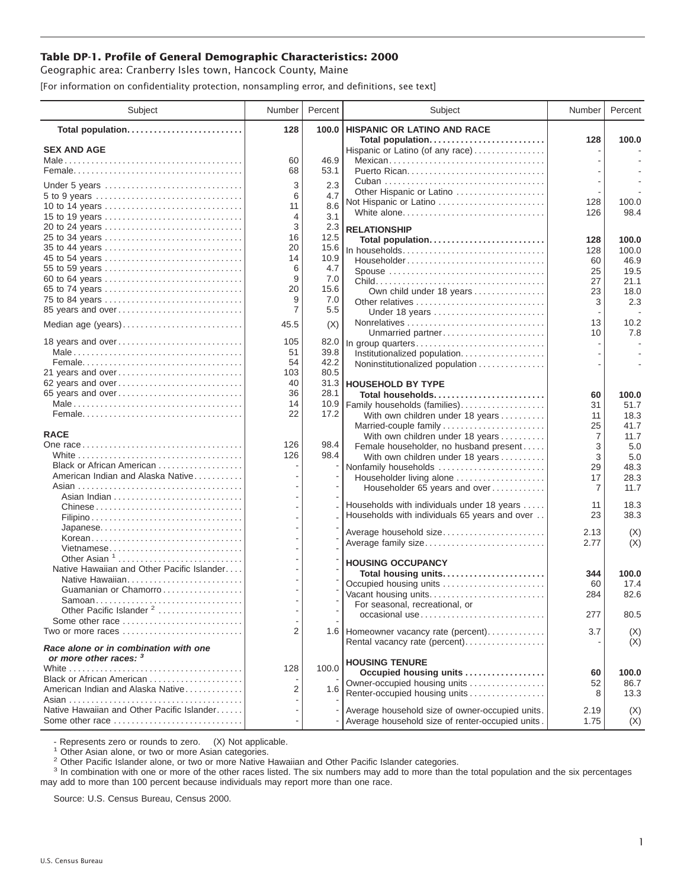# Table DP-1. Profile of General Demographic Characteristics: 2000

Geographic area: Cranberry Isles town, Hancock County, Maine

[For information on confidentiality protection, nonsampling error, and definitions, see text]

| Subject | Number | Percent |
|---|---|---|
| **Total population** | **128** | **100.0** |
| **SEX AND AGE** | | |
| Male | 60 | 46.9 |
| Female | 68 | 53.1 |
| Under 5 years | 3 | 2.3 |
| 5 to 9 years | 6 | 4.7 |
| 10 to 14 years | 11 | 8.6 |
| 15 to 19 years | 4 | 3.1 |
| 20 to 24 years | 3 | 2.3 |
| 25 to 34 years | 16 | 12.5 |
| 35 to 44 years | 20 | 15.6 |
| 45 to 54 years | 14 | 10.9 |
| 55 to 59 years | 6 | 4.7 |
| 60 to 64 years | 9 | 7.0 |
| 65 to 74 years | 20 | 15.6 |
| 75 to 84 years | 9 | 7.0 |
| 85 years and over | 7 | 5.5 |
| Median age (years) | 45.5 | (X) |
| 18 years and over | 105 | 82.0 |
| Male | 51 | 39.8 |
| Female | 54 | 42.2 |
| 21 years and over | 103 | 80.5 |
| 62 years and over | 40 | 31.3 |
| 65 years and over | 36 | 28.1 |
| Male | 14 | 10.9 |
| Female | 22 | 17.2 |
| **RACE** | | |
| One race | 126 | 98.4 |
| White | 126 | 98.4 |
| Black or African American | - | - |
| American Indian and Alaska Native | - | - |
| Asian | - | - |
| Asian Indian | - | - |
| Chinese | - | - |
| Filipino | - | - |
| Japanese | - | - |
| Korean | - | - |
| Vietnamese | - | - |
| Other Asian [1] | - | - |
| Native Hawaiian and Other Pacific Islander | - | - |
| Native Hawaiian | - | - |
| Guamanian or Chamorro | - | - |
| Samoan | - | - |
| Other Pacific Islander [2] | - | - |
| Some other race | - | - |
| Two or more races | 2 | 1.6 |
| ***Race alone or in combination with one or more other races:*** [3] | | |
| White | 128 | 100.0 |
| Black or African American | - | - |
| American Indian and Alaska Native | 2 | 1.6 |
| Asian | - | - |
| Native Hawaiian and Other Pacific Islander | - | - |
| Some other race | - | - |

| Subject | Number | Percent |
|---|---|---|
| **HISPANIC OR LATINO AND RACE** | | |
| **Total population** | **128** | **100.0** |
| Hispanic or Latino (of any race) | - | - |
| Mexican | - | - |
| Puerto Rican | - | - |
| Cuban | - | - |
| Other Hispanic or Latino | - | - |
| Not Hispanic or Latino | 128 | 100.0 |
| White alone | 126 | 98.4 |
| **RELATIONSHIP** | | |
| **Total population** | **128** | **100.0** |
| In households | 128 | 100.0 |
| Householder | 60 | 46.9 |
| Spouse | 25 | 19.5 |
| Child | 27 | 21.1 |
| Own child under 18 years | 23 | 18.0 |
| Other relatives | 3 | 2.3 |
| Under 18 years | - | - |
| Nonrelatives | 13 | 10.2 |
| Unmarried partner | 10 | 7.8 |
| In group quarters | - | - |
| Institutionalized population | - | - |
| Noninstitutionalized population | - | - |
| **HOUSEHOLD BY TYPE** | | |
| **Total households** | **60** | **100.0** |
| Family households (families) | 31 | 51.7 |
| With own children under 18 years | 11 | 18.3 |
| Married-couple family | 25 | 41.7 |
| With own children under 18 years | 7 | 11.7 |
| Female householder, no husband present | 3 | 5.0 |
| With own children under 18 years | 3 | 5.0 |
| Nonfamily households | 29 | 48.3 |
| Householder living alone | 17 | 28.3 |
| Householder 65 years and over | 7 | 11.7 |
| Households with individuals under 18 years | 11 | 18.3 |
| Households with individuals 65 years and over | 23 | 38.3 |
| Average household size | 2.13 | (X) |
| Average family size | 2.77 | (X) |
| **HOUSING OCCUPANCY** | | |
| **Total housing units** | **344** | **100.0** |
| Occupied housing units | 60 | 17.4 |
| Vacant housing units | 284 | 82.6 |
| For seasonal, recreational, or occasional use | 277 | 80.5 |
| Homeowner vacancy rate (percent) | 3.7 | (X) |
| Rental vacancy rate (percent) | - | (X) |
| **HOUSING TENURE** | | |
| **Occupied housing units** | **60** | **100.0** |
| Owner-occupied housing units | 52 | 86.7 |
| Renter-occupied housing units | 8 | 13.3 |
| Average household size of owner-occupied units | 2.19 | (X) |
| Average household size of renter-occupied units | 1.75 | (X) |

- Represents zero or rounds to zero. (X) Not applicable.

[1] Other Asian alone, or two or more Asian categories.

[2] Other Pacific Islander alone, or two or more Native Hawaiian and Other Pacific Islander categories.

[3] In combination with one or more of the other races listed. The six numbers may add to more than the total population and the six percentages may add to more than 100 percent because individuals may report more than one race.

Source: U.S. Census Bureau, Census 2000.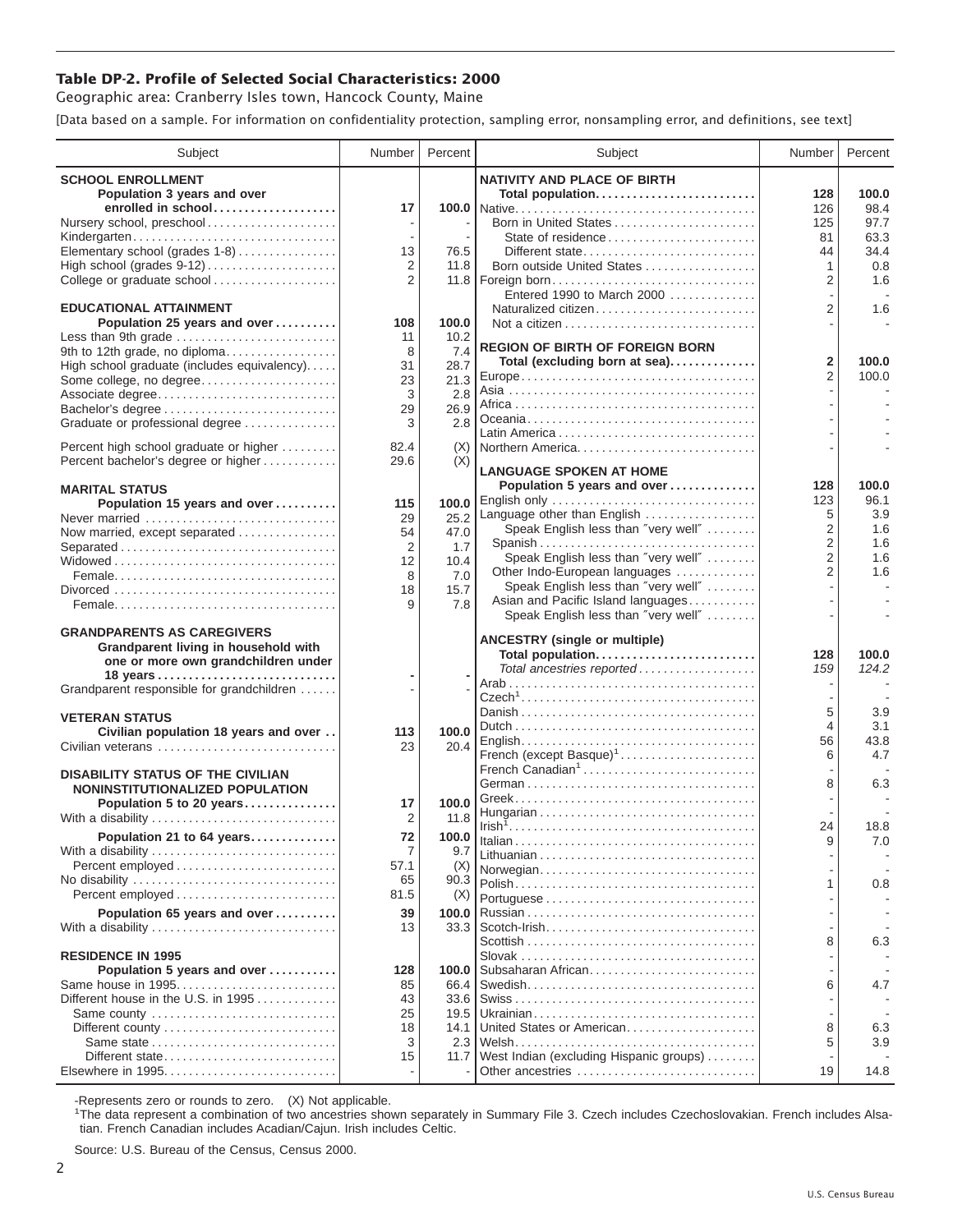# Table DP-2. Profile of Selected Social Characteristics: 2000

Geographic area: Cranberry Isles town, Hancock County, Maine

[Data based on a sample. For information on confidentiality protection, sampling error, nonsampling error, and definitions, see text]

| Subject | Number | Percent |
|---|---|---|
| **SCHOOL ENROLLMENT** | | |
| **Population 3 years and over enrolled in school** | **17** | **100.0** |
| Nursery school, preschool | - | - |
| Kindergarten | - | - |
| Elementary school (grades 1-8) | 13 | 76.5 |
| High school (grades 9-12) | 2 | 11.8 |
| College or graduate school | 2 | 11.8 |
| **EDUCATIONAL ATTAINMENT** | | |
| **Population 25 years and over** | **108** | **100.0** |
| Less than 9th grade | 11 | 10.2 |
| 9th to 12th grade, no diploma | 8 | 7.4 |
| High school graduate (includes equivalency) | 31 | 28.7 |
| Some college, no degree | 23 | 21.3 |
| Associate degree | 3 | 2.8 |
| Bachelor's degree | 29 | 26.9 |
| Graduate or professional degree | 3 | 2.8 |
| Percent high school graduate or higher | 82.4 | (X) |
| Percent bachelor's degree or higher | 29.6 | (X) |
| **MARITAL STATUS** | | |
| **Population 15 years and over** | **115** | **100.0** |
| Never married | 29 | 25.2 |
| Now married, except separated | 54 | 47.0 |
| Separated | 2 | 1.7 |
| Widowed | 12 | 10.4 |
| Female | 8 | 7.0 |
| Divorced | 18 | 15.7 |
| Female | 9 | 7.8 |
| **GRANDPARENTS AS CAREGIVERS** | | |
| **Grandparent living in household with one or more own grandchildren under 18 years** | **-** | **-** |
| Grandparent responsible for grandchildren | - | - |
| **VETERAN STATUS** | | |
| **Civilian population 18 years and over** | **113** | **100.0** |
| Civilian veterans | 23 | 20.4 |
| **DISABILITY STATUS OF THE CIVILIAN NONINSTITUTIONALIZED POPULATION** | | |
| **Population 5 to 20 years** | **17** | **100.0** |
| With a disability | 2 | 11.8 |
| **Population 21 to 64 years** | **72** | **100.0** |
| With a disability | 7 | 9.7 |
| Percent employed | 57.1 | (X) |
| No disability | 65 | 90.3 |
| Percent employed | 81.5 | (X) |
| **Population 65 years and over** | **39** | **100.0** |
| With a disability | 13 | 33.3 |
| **RESIDENCE IN 1995** | | |
| **Population 5 years and over** | **128** | **100.0** |
| Same house in 1995 | 85 | 66.4 |
| Different house in the U.S. in 1995 | 43 | 33.6 |
| Same county | 25 | 19.5 |
| Different county | 18 | 14.1 |
| Same state | 3 | 2.3 |
| Different state | 15 | 11.7 |
| Elsewhere in 1995 | - | - |

| Subject | Number | Percent |
|---|---|---|
| **NATIVITY AND PLACE OF BIRTH** | | |
| **Total population** | **128** | **100.0** |
| Native | 126 | 98.4 |
| Born in United States | 125 | 97.7 |
| State of residence | 81 | 63.3 |
| Different state | 44 | 34.4 |
| Born outside United States | 1 | 0.8 |
| Foreign born | 2 | 1.6 |
| Entered 1990 to March 2000 | - | - |
| Naturalized citizen | 2 | 1.6 |
| Not a citizen | - | - |
| **REGION OF BIRTH OF FOREIGN BORN** | | |
| **Total (excluding born at sea)** | **2** | **100.0** |
| Europe | 2 | 100.0 |
| Asia | - | - |
| Africa | - | - |
| Oceania | - | - |
| Latin America | - | - |
| Northern America | - | - |
| **LANGUAGE SPOKEN AT HOME** | | |
| **Population 5 years and over** | **128** | **100.0** |
| English only | 123 | 96.1 |
| Language other than English | 5 | 3.9 |
| Speak English less than "very well" | 2 | 1.6 |
| Spanish | 2 | 1.6 |
| Speak English less than "very well" | 2 | 1.6 |
| Other Indo-European languages | 2 | 1.6 |
| Speak English less than "very well" | - | - |
| Asian and Pacific Island languages | - | - |
| Speak English less than "very well" | - | - |
| **ANCESTRY (single or multiple)** | | |
| **Total population** | **128** | **100.0** |
| *Total ancestries reported* | *159* | *124.2* |
| Arab | - | - |
| Czech[1] | - | - |
| Danish | 5 | 3.9 |
| Dutch | 4 | 3.1 |
| English | 56 | 43.8 |
| French (except Basque)[1] | 6 | 4.7 |
| French Canadian[1] | - | - |
| German | 8 | 6.3 |
| Greek | - | - |
| Hungarian | - | - |
| Irish[1] | 24 | 18.8 |
| Italian | 9 | 7.0 |
| Lithuanian | - | - |
| Norwegian | - | - |
| Polish | 1 | 0.8 |
| Portuguese | - | - |
| Russian | - | - |
| Scotch-Irish | - | - |
| Scottish | 8 | 6.3 |
| Slovak | - | - |
| Subsaharan African | - | - |
| Swedish | 6 | 4.7 |
| Swiss | - | - |
| Ukrainian | - | - |
| United States or American | 8 | 6.3 |
| Welsh | 5 | 3.9 |
| West Indian (excluding Hispanic groups) | - | - |
| Other ancestries | 19 | 14.8 |

-Represents zero or rounds to zero. (X) Not applicable.

[1]The data represent a combination of two ancestries shown separately in Summary File 3. Czech includes Czechoslovakian. French includes Alsatian. French Canadian includes Acadian/Cajun. Irish includes Celtic.

Source: U.S. Bureau of the Census, Census 2000.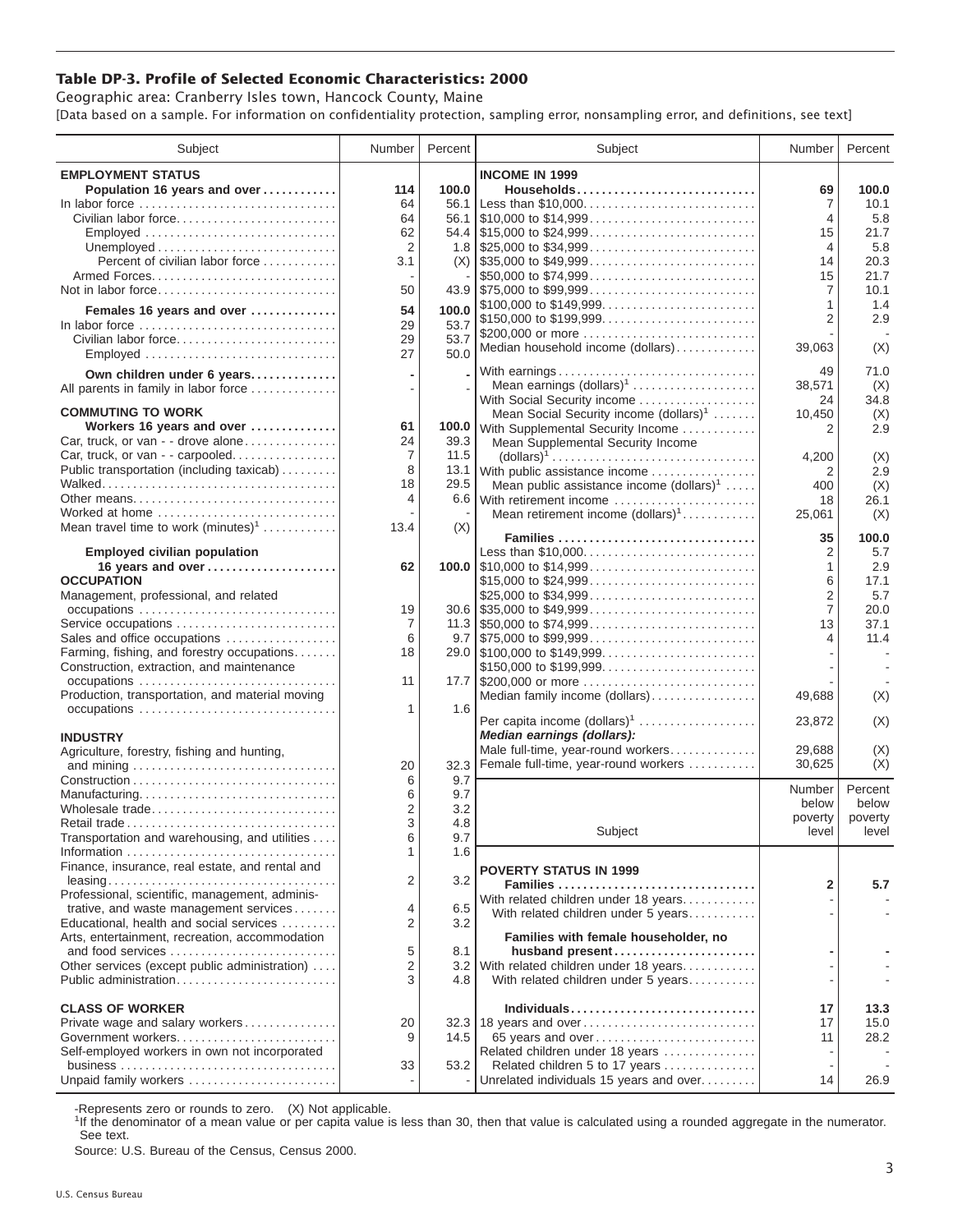# Table DP-3. Profile of Selected Economic Characteristics: 2000

Geographic area: Cranberry Isles town, Hancock County, Maine

[Data based on a sample. For information on confidentiality protection, sampling error, nonsampling error, and definitions, see text]

| Subject | Number | Percent |
|---|---|---|
| **EMPLOYMENT STATUS** | | |
| **Population 16 years and over** | **114** | **100.0** |
| In labor force | 64 | 56.1 |
| Civilian labor force | 64 | 56.1 |
| Employed | 62 | 54.4 |
| Unemployed | 2 | 1.8 |
| Percent of civilian labor force | 3.1 | (X) |
| Armed Forces | - | - |
| Not in labor force | 50 | 43.9 |
| **Females 16 years and over** | **54** | **100.0** |
| In labor force | 29 | 53.7 |
| Civilian labor force | 29 | 53.7 |
| Employed | 27 | 50.0 |
| **Own children under 6 years** | **-** | **-** |
| All parents in family in labor force | - | - |
| **COMMUTING TO WORK** | | |
| **Workers 16 years and over** | **61** | **100.0** |
| Car, truck, or van - - drove alone | 24 | 39.3 |
| Car, truck, or van - - carpooled | 7 | 11.5 |
| Public transportation (including taxicab) | 8 | 13.1 |
| Walked | 18 | 29.5 |
| Other means | 4 | 6.6 |
| Worked at home | - | - |
| Mean travel time to work (minutes)[1] | 13.4 | (X) |
| **Employed civilian population 16 years and over** | **62** | **100.0** |
| **OCCUPATION** | | |
| Management, professional, and related occupations | 19 | 30.6 |
| Service occupations | 7 | 11.3 |
| Sales and office occupations | 6 | 9.7 |
| Farming, fishing, and forestry occupations | 18 | 29.0 |
| Construction, extraction, and maintenance occupations | 11 | 17.7 |
| Production, transportation, and material moving occupations | 1 | 1.6 |
| **INDUSTRY** | | |
| Agriculture, forestry, fishing and hunting, and mining | 20 | 32.3 |
| Construction | 6 | 9.7 |
| Manufacturing | 6 | 9.7 |
| Wholesale trade | 2 | 3.2 |
| Retail trade | 3 | 4.8 |
| Transportation and warehousing, and utilities | 6 | 9.7 |
| Information | 1 | 1.6 |
| Finance, insurance, real estate, and rental and leasing | 2 | 3.2 |
| Professional, scientific, management, administrative, and waste management services | 4 | 6.5 |
| Educational, health and social services | 2 | 3.2 |
| Arts, entertainment, recreation, accommodation and food services | 5 | 8.1 |
| Other services (except public administration) | 2 | 3.2 |
| Public administration | 3 | 4.8 |
| **CLASS OF WORKER** | | |
| Private wage and salary workers | 20 | 32.3 |
| Government workers | 9 | 14.5 |
| Self-employed workers in own not incorporated business | 33 | 53.2 |
| Unpaid family workers | - | - |

| Subject | Number | Percent |
|---|---|---|
| **INCOME IN 1999** | | |
| **Households** | **69** | **100.0** |
| Less than $10,000 | 7 | 10.1 |
| $10,000 to $14,999 | 4 | 5.8 |
| $15,000 to $24,999 | 15 | 21.7 |
| $25,000 to $34,999 | 4 | 5.8 |
| $35,000 to $49,999 | 14 | 20.3 |
| $50,000 to $74,999 | 15 | 21.7 |
| $75,000 to $99,999 | 7 | 10.1 |
| $100,000 to $149,999 | 1 | 1.4 |
| $150,000 to $199,999 | 2 | 2.9 |
| $200,000 or more | - | - |
| Median household income (dollars) | 39,063 | (X) |
| With earnings | 49 | 71.0 |
| Mean earnings (dollars)[1] | 38,571 | (X) |
| With Social Security income | 24 | 34.8 |
| Mean Social Security income (dollars)[1] | 10,450 | (X) |
| With Supplemental Security Income | 2 | 2.9 |
| Mean Supplemental Security Income (dollars)[1] | 4,200 | (X) |
| With public assistance income | 2 | 2.9 |
| Mean public assistance income (dollars)[1] | 400 | (X) |
| With retirement income | 18 | 26.1 |
| Mean retirement income (dollars)[1] | 25,061 | (X) |
| **Families** | **35** | **100.0** |
| Less than $10,000 | 2 | 5.7 |
| $10,000 to $14,999 | 1 | 2.9 |
| $15,000 to $24,999 | 6 | 17.1 |
| $25,000 to $34,999 | 2 | 5.7 |
| $35,000 to $49,999 | 7 | 20.0 |
| $50,000 to $74,999 | 13 | 37.1 |
| $75,000 to $99,999 | 4 | 11.4 |
| $100,000 to $149,999 | - | - |
| $150,000 to $199,999 | - | - |
| $200,000 or more | - | - |
| Median family income (dollars) | 49,688 | (X) |
| Per capita income (dollars)[1] | 23,872 | (X) |
| ***Median earnings (dollars):*** | | |
| Male full-time, year-round workers | 29,688 | (X) |
| Female full-time, year-round workers | 30,625 | (X) |

| Subject | Number below poverty level | Percent below poverty level |
|---|---|---|
| **POVERTY STATUS IN 1999** | | |
| **Families** | **2** | **5.7** |
| With related children under 18 years | - | - |
| With related children under 5 years | - | - |
| **Families with female householder, no husband present** | **-** | **-** |
| With related children under 18 years | - | - |
| With related children under 5 years | - | - |
| **Individuals** | **17** | **13.3** |
| 18 years and over | 17 | 15.0 |
| 65 years and over | 11 | 28.2 |
| Related children under 18 years | - | - |
| Related children 5 to 17 years | - | - |
| Unrelated individuals 15 years and over | 14 | 26.9 |

-Represents zero or rounds to zero. (X) Not applicable.

[1]If the denominator of a mean value or per capita value is less than 30, then that value is calculated using a rounded aggregate in the numerator. See text.

Source: U.S. Bureau of the Census, Census 2000.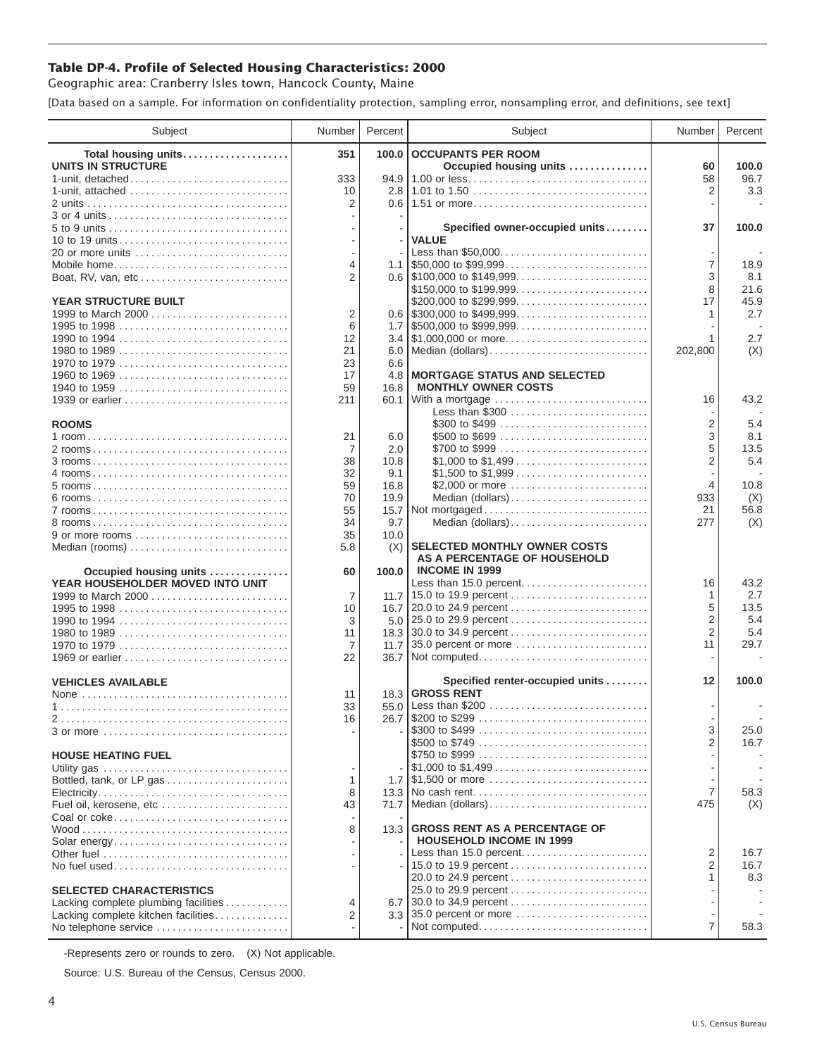## Table DP-4. Profile of Selected Housing Characteristics: 2000

Geographic area: Cranberry Isles town, Hancock County, Maine

[Data based on a sample. For information on confidentiality protection, sampling error, nonsampling error, and definitions, see text]

| Subject | Number | Percent | Subject | Number | Percent |
|---|---|---|---|---|---|
| **Total housing units** | **351** | **100.0** | **OCCUPANTS PER ROOM** | | |
| **UNITS IN STRUCTURE** | | | **Occupied housing units** | **60** | **100.0** |
| 1-unit, detached | 333 | 94.9 | 1.00 or less | 58 | 96.7 |
| 1-unit, attached | 10 | 2.8 | 1.01 to 1.50 | 2 | 3.3 |
| 2 units | 2 | 0.6 | 1.51 or more | - | - |
| 3 or 4 units | - | - | | | |
| 5 to 9 units | - | - | **Specified owner-occupied units** | **37** | **100.0** |
| 10 to 19 units | - | - | **VALUE** | | |
| 20 or more units | - | - | Less than $50,000 | - | - |
| Mobile home | 4 | 1.1 | $50,000 to $99,999 | 7 | 18.9 |
| Boat, RV, van, etc | 2 | 0.6 | $100,000 to $149,999 | 3 | 8.1 |
| | | | $150,000 to $199,999 | 8 | 21.6 |
| **YEAR STRUCTURE BUILT** | | | $200,000 to $299,999 | 17 | 45.9 |
| 1999 to March 2000 | 2 | 0.6 | $300,000 to $499,999 | 1 | 2.7 |
| 1995 to 1998 | 6 | 1.7 | $500,000 to $999,999 | - | - |
| 1990 to 1994 | 12 | 3.4 | $1,000,000 or more | 1 | 2.7 |
| 1980 to 1989 | 21 | 6.0 | Median (dollars) | 202,800 | (X) |
| 1970 to 1979 | 23 | 6.6 | | | |
| 1960 to 1969 | 17 | 4.8 | **MORTGAGE STATUS AND SELECTED MONTHLY OWNER COSTS** | | |
| 1940 to 1959 | 59 | 16.8 | | | |
| 1939 or earlier | 211 | 60.1 | With a mortgage | 16 | 43.2 |
| | | | Less than $300 | - | - |
| **ROOMS** | | | $300 to $499 | 2 | 5.4 |
| 1 room | 21 | 6.0 | $500 to $699 | 3 | 8.1 |
| 2 rooms | 7 | 2.0 | $700 to $999 | 5 | 13.5 |
| 3 rooms | 38 | 10.8 | $1,000 to $1,499 | 2 | 5.4 |
| 4 rooms | 32 | 9.1 | $1,500 to $1,999 | - | - |
| 5 rooms | 59 | 16.8 | $2,000 or more | 4 | 10.8 |
| 6 rooms | 70 | 19.9 | Median (dollars) | 933 | (X) |
| 7 rooms | 55 | 15.7 | Not mortgaged | 21 | 56.8 |
| 8 rooms | 34 | 9.7 | Median (dollars) | 277 | (X) |
| 9 or more rooms | 35 | 10.0 | | | |
| Median (rooms) | 5.8 | (X) | **SELECTED MONTHLY OWNER COSTS AS A PERCENTAGE OF HOUSEHOLD INCOME IN 1999** | | |
| **Occupied housing units** | **60** | **100.0** | | | |
| **YEAR HOUSEHOLDER MOVED INTO UNIT** | | | Less than 15.0 percent | 16 | 43.2 |
| 1999 to March 2000 | 7 | 11.7 | 15.0 to 19.9 percent | 1 | 2.7 |
| 1995 to 1998 | 10 | 16.7 | 20.0 to 24.9 percent | 5 | 13.5 |
| 1990 to 1994 | 3 | 5.0 | 25.0 to 29.9 percent | 2 | 5.4 |
| 1980 to 1989 | 11 | 18.3 | 30.0 to 34.9 percent | 2 | 5.4 |
| 1970 to 1979 | 7 | 11.7 | 35.0 percent or more | 11 | 29.7 |
| 1969 or earlier | 22 | 36.7 | Not computed | - | - |
| | | | | | |
| **VEHICLES AVAILABLE** | | | **Specified renter-occupied units** | **12** | **100.0** |
| None | 11 | 18.3 | **GROSS RENT** | | |
| 1 | 33 | 55.0 | Less than $200 | - | - |
| 2 | 16 | 26.7 | $200 to $299 | - | - |
| 3 or more | - | - | $300 to $499 | 3 | 25.0 |
| | | | $500 to $749 | 2 | 16.7 |
| **HOUSE HEATING FUEL** | | | $750 to $999 | - | - |
| Utility gas | - | - | $1,000 to $1,499 | - | - |
| Bottled, tank, or LP gas | 1 | 1.7 | $1,500 or more | - | - |
| Electricity | 8 | 13.3 | No cash rent | 7 | 58.3 |
| Fuel oil, kerosene, etc | 43 | 71.7 | Median (dollars) | 475 | (X) |
| Coal or coke | - | - | | | |
| Wood | 8 | 13.3 | **GROSS RENT AS A PERCENTAGE OF HOUSEHOLD INCOME IN 1999** | | |
| Solar energy | - | - | | | |
| Other fuel | - | - | Less than 15.0 percent | 2 | 16.7 |
| No fuel used | - | - | 15.0 to 19.9 percent | 2 | 16.7 |
| | | | 20.0 to 24.9 percent | 1 | 8.3 |
| **SELECTED CHARACTERISTICS** | | | 25.0 to 29.9 percent | - | - |
| Lacking complete plumbing facilities | 4 | 6.7 | 30.0 to 34.9 percent | - | - |
| Lacking complete kitchen facilities | 2 | 3.3 | 35.0 percent or more | - | - |
| No telephone service | - | - | Not computed | 7 | 58.3 |

-Represents zero or rounds to zero. (X) Not applicable.

Source: U.S. Bureau of the Census, Census 2000.